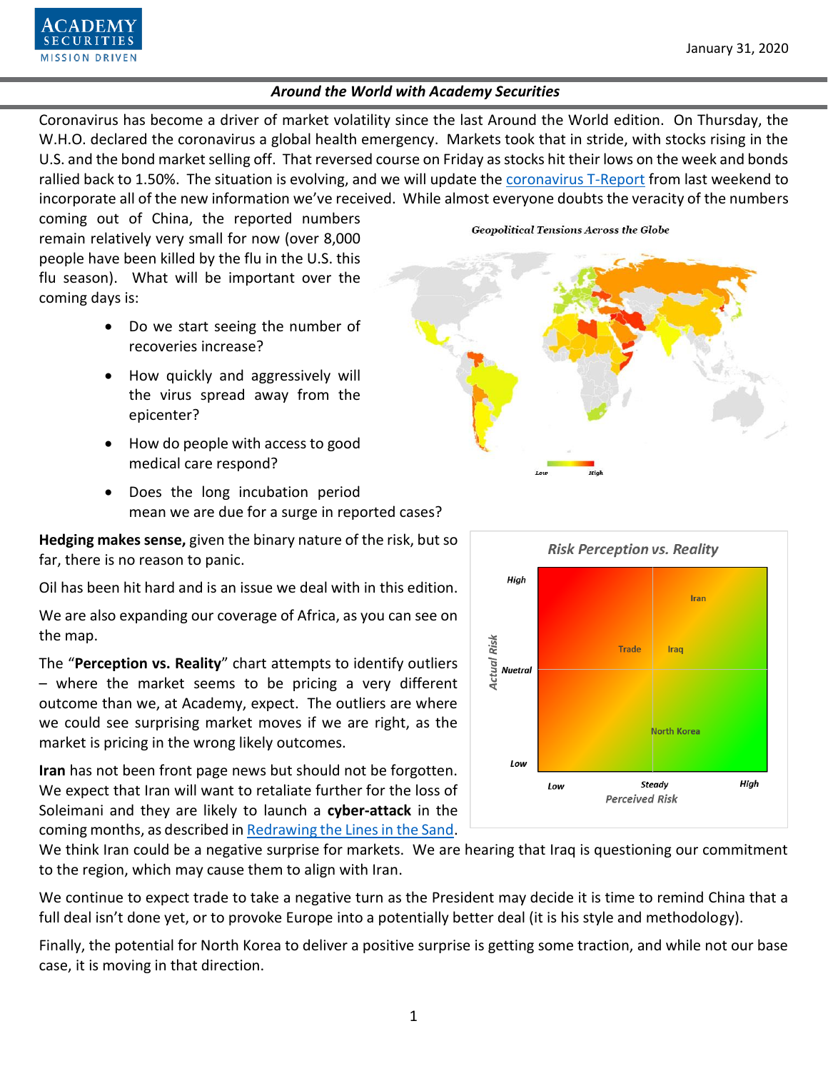January 31, 2020

### *Around the World with Academy Securities*

Coronavirus has become a driver of market volatility since the last Around the World edition. On Thursday, the W.H.O. declared the coronavirus a global health emergency. Markets took that in stride, with stocks rising in the U.S. and the bond market selling off. That reversed course on Friday as stocks hit their lows on the week and bonds rallied back to 1.50%. The situation is evolving, and we will update the [coronavirus T-Report] from last weekend to incorporate all of the new information we've received. While almost everyone doubts the veracity of the numbers coming out of China, the reported numbers remain relatively very small for now (over 8,000 people have been killed by the flu in the U.S. this flu season). What will be important over the coming days is:

- Do we start seeing the number of recoveries increase?
- How quickly and aggressively will the virus spread away from the epicenter?
- How do people with access to good medical care respond?
- Does the long incubation period mean we are due for a surge in reported cases?

**Hedging makes sense,** given the binary nature of the risk, but so far, there is no reason to panic.

Oil has been hit hard and is an issue we deal with in this edition.

We are also expanding our coverage of Africa, as you can see on the map.

The "**Perception vs. Reality**" chart attempts to identify outliers – where the market seems to be pricing a very different outcome than we, at Academy, expect. The outliers are where we could see surprising market moves if we are right, as the market is pricing in the wrong likely outcomes.

**Iran** has not been front page news but should not be forgotten. We expect that Iran will want to retaliate further for the loss of Soleimani and they are likely to launch a **cyber-attack** in the coming months, as described in [Redrawing the Lines in the Sand]. We think Iran could be a negative surprise for markets. We are hearing that Iraq is questioning our commitment to the region, which may cause them to align with Iran.

We continue to expect trade to take a negative turn as the President may decide it is time to remind China that a full deal isn't done yet, or to provoke Europe into a potentially better deal (it is his style and methodology).

Finally, the potential for North Korea to deliver a positive surprise is getting some traction, and while not our base case, it is moving in that direction.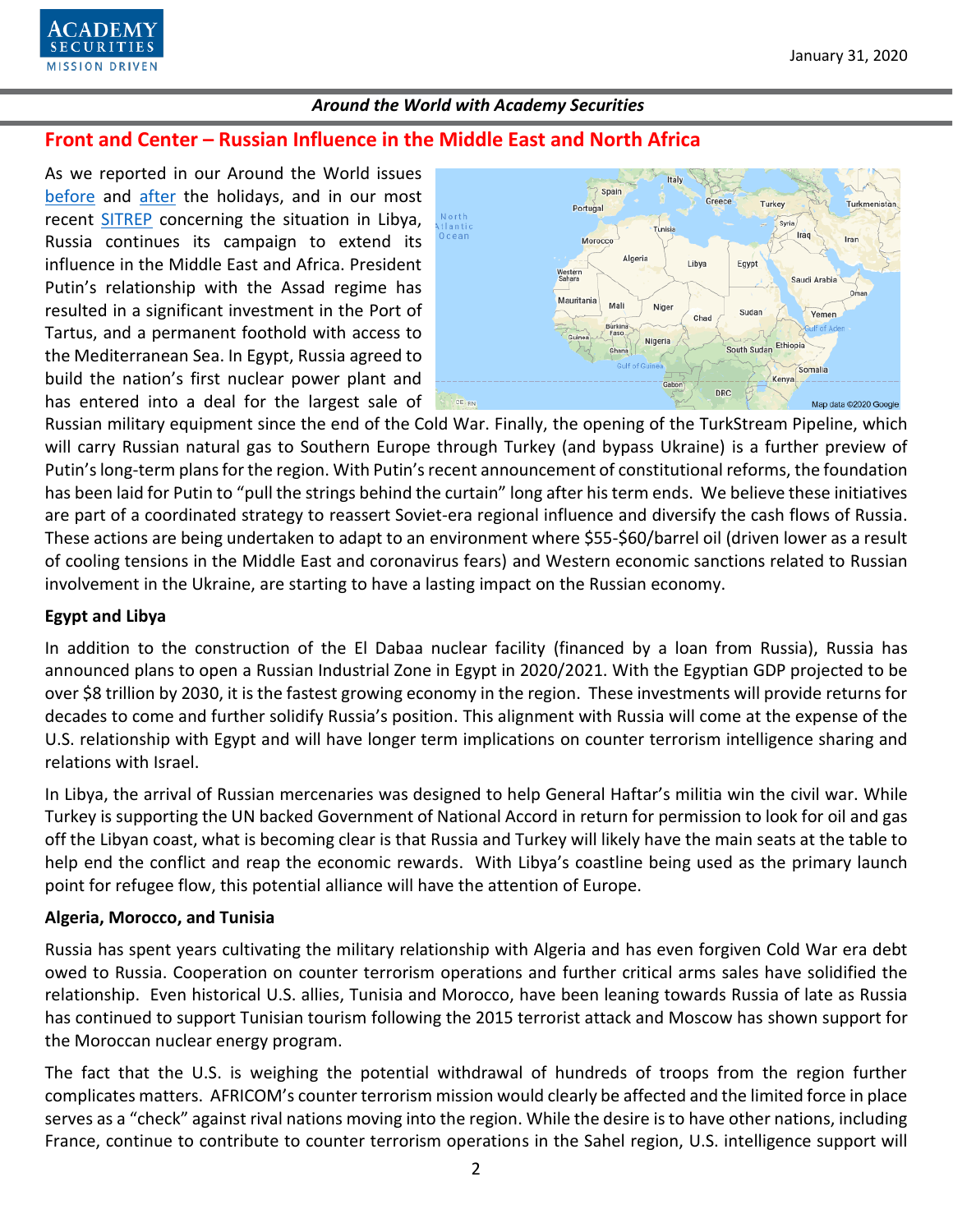## Front and Center – Russian Influence in the Middle East and North Africa

As we reported in our Around the World issues before and after the holidays, and in our most recent SITREP concerning the situation in Libya, Russia continues its campaign to extend its influence in the Middle East and Africa. President Putin's relationship with the Assad regime has resulted in a significant investment in the Port of Tartus, and a permanent foothold with access to the Mediterranean Sea. In Egypt, Russia agreed to build the nation's first nuclear power plant and has entered into a deal for the largest sale of Russian military equipment since the end of the Cold War. Finally, the opening of the TurkStream Pipeline, which will carry Russian natural gas to Southern Europe through Turkey (and bypass Ukraine) is a further preview of Putin's long-term plans for the region. With Putin's recent announcement of constitutional reforms, the foundation has been laid for Putin to "pull the strings behind the curtain" long after his term ends. We believe these initiatives are part of a coordinated strategy to reassert Soviet-era regional influence and diversify the cash flows of Russia. These actions are being undertaken to adapt to an environment where $55-$60/barrel oil (driven lower as a result of cooling tensions in the Middle East and coronavirus fears) and Western economic sanctions related to Russian involvement in the Ukraine, are starting to have a lasting impact on the Russian economy.

**Egypt and Libya**

In addition to the construction of the El Dabaa nuclear facility (financed by a loan from Russia), Russia has announced plans to open a Russian Industrial Zone in Egypt in 2020/2021. With the Egyptian GDP projected to be over $8 trillion by 2030, it is the fastest growing economy in the region. These investments will provide returns for decades to come and further solidify Russia's position. This alignment with Russia will come at the expense of the U.S. relationship with Egypt and will have longer term implications on counter terrorism intelligence sharing and relations with Israel.

In Libya, the arrival of Russian mercenaries was designed to help General Haftar's militia win the civil war. While Turkey is supporting the UN backed Government of National Accord in return for permission to look for oil and gas off the Libyan coast, what is becoming clear is that Russia and Turkey will likely have the main seats at the table to help end the conflict and reap the economic rewards. With Libya's coastline being used as the primary launch point for refugee flow, this potential alliance will have the attention of Europe.

**Algeria, Morocco, and Tunisia**

Russia has spent years cultivating the military relationship with Algeria and has even forgiven Cold War era debt owed to Russia. Cooperation on counter terrorism operations and further critical arms sales have solidified the relationship. Even historical U.S. allies, Tunisia and Morocco, have been leaning towards Russia of late as Russia has continued to support Tunisian tourism following the 2015 terrorist attack and Moscow has shown support for the Moroccan nuclear energy program.

The fact that the U.S. is weighing the potential withdrawal of hundreds of troops from the region further complicates matters. AFRICOM's counter terrorism mission would clearly be affected and the limited force in place serves as a "check" against rival nations moving into the region. While the desire is to have other nations, including France, continue to contribute to counter terrorism operations in the Sahel region, U.S. intelligence support will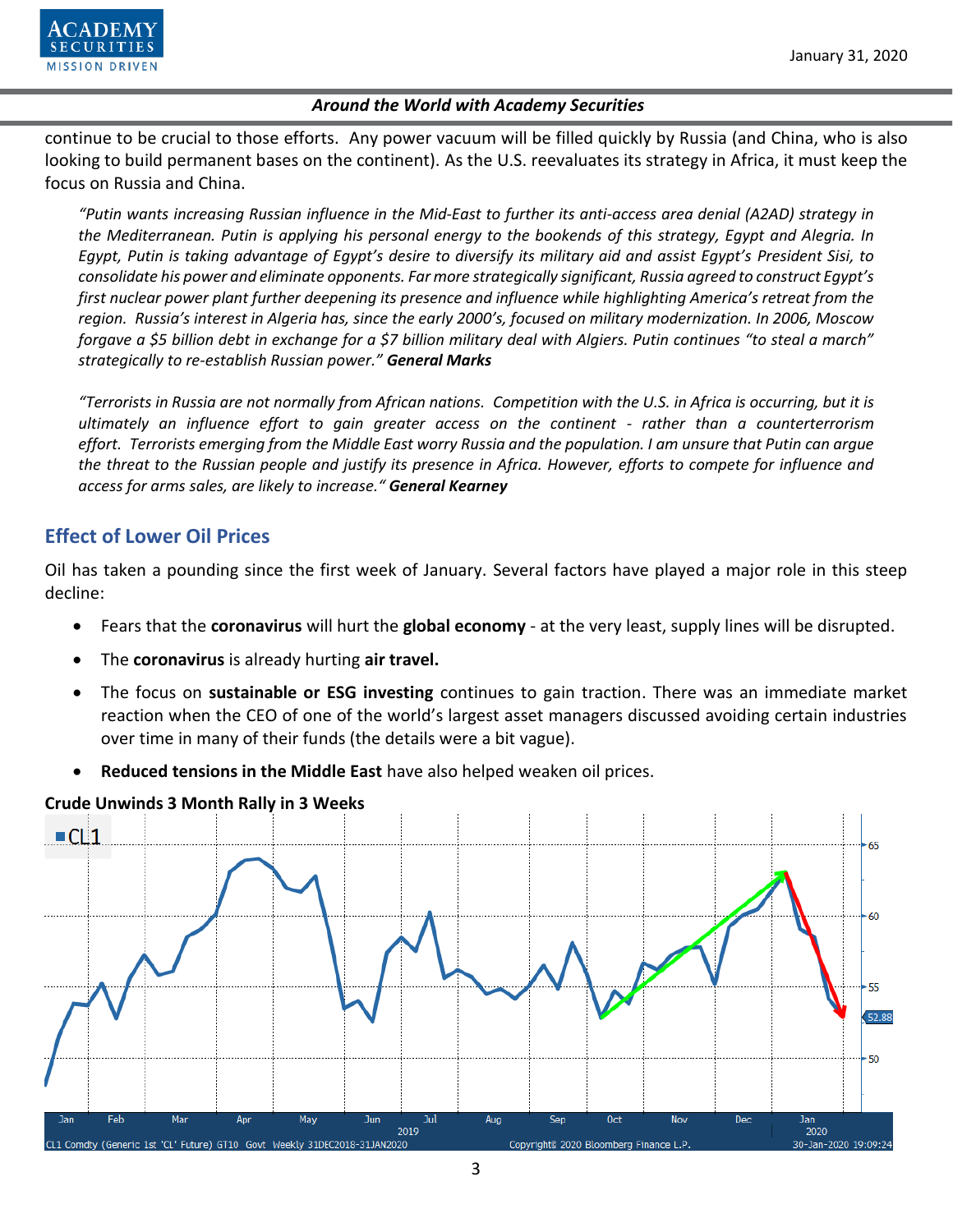continue to be crucial to those efforts. Any power vacuum will be filled quickly by Russia (and China, who is also looking to build permanent bases on the continent). As the U.S. reevaluates its strategy in Africa, it must keep the focus on Russia and China.

*"Putin wants increasing Russian influence in the Mid-East to further its anti-access area denial (A2AD) strategy in the Mediterranean. Putin is applying his personal energy to the bookends of this strategy, Egypt and Alegria. In Egypt, Putin is taking advantage of Egypt's desire to diversify its military aid and assist Egypt's President Sisi, to consolidate his power and eliminate opponents. Far more strategically significant, Russia agreed to construct Egypt's first nuclear power plant further deepening its presence and influence while highlighting America's retreat from the region. Russia's interest in Algeria has, since the early 2000's, focused on military modernization. In 2006, Moscow forgave a $5 billion debt in exchange for a $7 billion military deal with Algiers. Putin continues "to steal a march" strategically to re-establish Russian power."* ***General Marks***

*"Terrorists in Russia are not normally from African nations. Competition with the U.S. in Africa is occurring, but it is ultimately an influence effort to gain greater access on the continent - rather than a counterterrorism effort. Terrorists emerging from the Middle East worry Russia and the population. I am unsure that Putin can argue the threat to the Russian people and justify its presence in Africa. However, efforts to compete for influence and access for arms sales, are likely to increase."* ***General Kearney***

## Effect of Lower Oil Prices

Oil has taken a pounding since the first week of January. Several factors have played a major role in this steep decline:

- Fears that the **coronavirus** will hurt the **global economy** - at the very least, supply lines will be disrupted.
- The **coronavirus** is already hurting **air travel.**
- The focus on **sustainable or ESG investing** continues to gain traction. There was an immediate market reaction when the CEO of one of the world's largest asset managers discussed avoiding certain industries over time in many of their funds (the details were a bit vague).
- **Reduced tensions in the Middle East** have also helped weaken oil prices.

**Crude Unwinds 3 Month Rally in 3 Weeks**

CL1 Comdty (Generic 1st 'CL' Future) GT10 Govt Weekly 31DEC2018-31JAN2020 — Copyright© 2020 Bloomberg Finance L.P. — 30-Jan-2020 19:09:24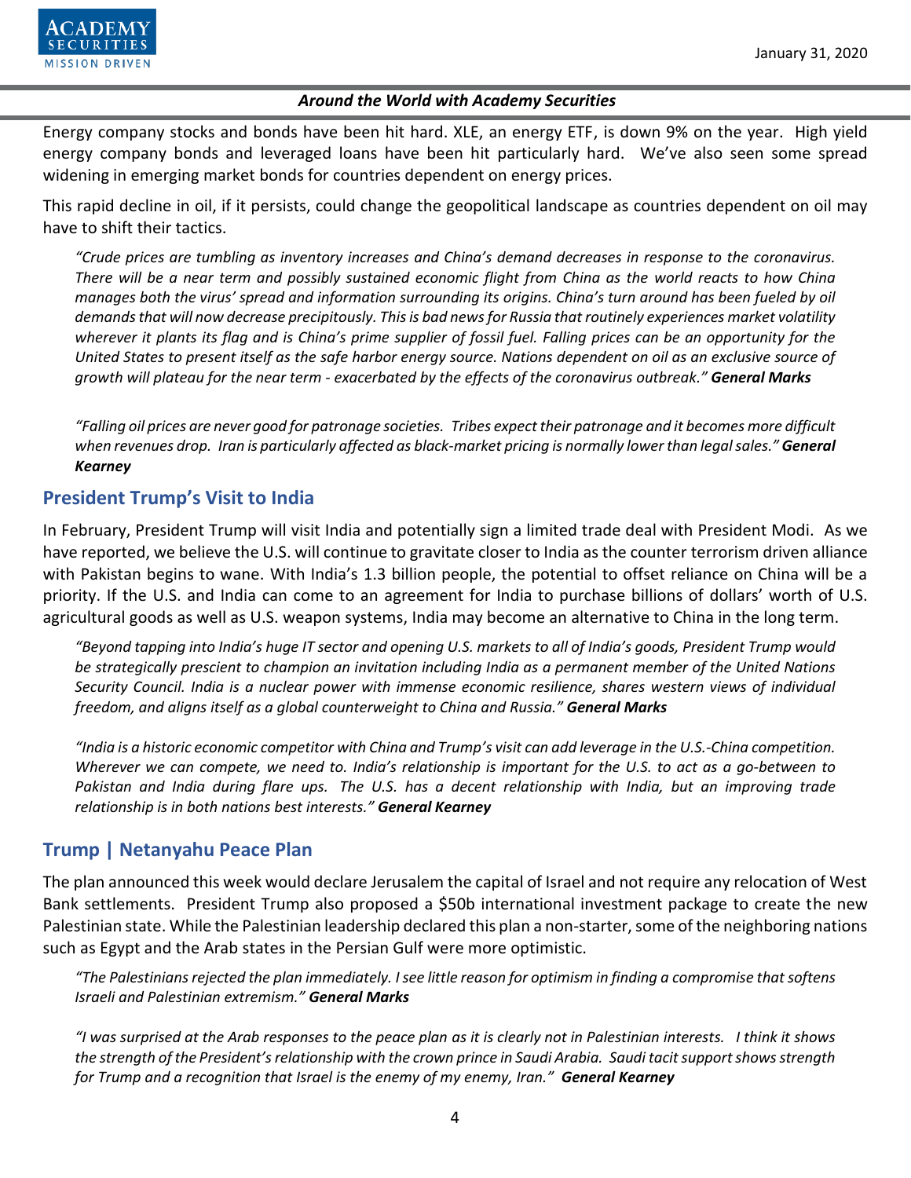Energy company stocks and bonds have been hit hard. XLE, an energy ETF, is down 9% on the year. High yield energy company bonds and leveraged loans have been hit particularly hard. We've also seen some spread widening in emerging market bonds for countries dependent on energy prices.

This rapid decline in oil, if it persists, could change the geopolitical landscape as countries dependent on oil may have to shift their tactics.

> *"Crude prices are tumbling as inventory increases and China's demand decreases in response to the coronavirus. There will be a near term and possibly sustained economic flight from China as the world reacts to how China manages both the virus' spread and information surrounding its origins. China's turn around has been fueled by oil demands that will now decrease precipitously. This is bad news for Russia that routinely experiences market volatility wherever it plants its flag and is China's prime supplier of fossil fuel. Falling prices can be an opportunity for the United States to present itself as the safe harbor energy source. Nations dependent on oil as an exclusive source of growth will plateau for the near term - exacerbated by the effects of the coronavirus outbreak."* ***General Marks***

> *"Falling oil prices are never good for patronage societies. Tribes expect their patronage and it becomes more difficult when revenues drop. Iran is particularly affected as black-market pricing is normally lower than legal sales."* ***General Kearney***

## President Trump's Visit to India

In February, President Trump will visit India and potentially sign a limited trade deal with President Modi. As we have reported, we believe the U.S. will continue to gravitate closer to India as the counter terrorism driven alliance with Pakistan begins to wane. With India's 1.3 billion people, the potential to offset reliance on China will be a priority. If the U.S. and India can come to an agreement for India to purchase billions of dollars' worth of U.S. agricultural goods as well as U.S. weapon systems, India may become an alternative to China in the long term.

> *"Beyond tapping into India's huge IT sector and opening U.S. markets to all of India's goods, President Trump would be strategically prescient to champion an invitation including India as a permanent member of the United Nations Security Council. India is a nuclear power with immense economic resilience, shares western views of individual freedom, and aligns itself as a global counterweight to China and Russia."* ***General Marks***

> *"India is a historic economic competitor with China and Trump's visit can add leverage in the U.S.-China competition. Wherever we can compete, we need to. India's relationship is important for the U.S. to act as a go-between to Pakistan and India during flare ups. The U.S. has a decent relationship with India, but an improving trade relationship is in both nations best interests."* ***General Kearney***

## Trump | Netanyahu Peace Plan

The plan announced this week would declare Jerusalem the capital of Israel and not require any relocation of West Bank settlements. President Trump also proposed a $50b international investment package to create the new Palestinian state. While the Palestinian leadership declared this plan a non-starter, some of the neighboring nations such as Egypt and the Arab states in the Persian Gulf were more optimistic.

> *"The Palestinians rejected the plan immediately. I see little reason for optimism in finding a compromise that softens Israeli and Palestinian extremism."* ***General Marks***

> *"I was surprised at the Arab responses to the peace plan as it is clearly not in Palestinian interests. I think it shows the strength of the President's relationship with the crown prince in Saudi Arabia. Saudi tacit support shows strength for Trump and a recognition that Israel is the enemy of my enemy, Iran."* ***General Kearney***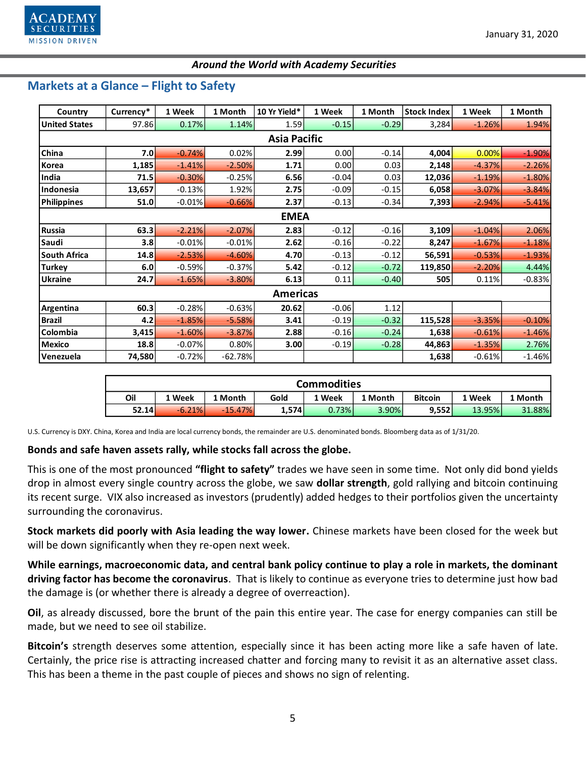*Around the World with Academy Securities*

## Markets at a Glance – Flight to Safety

| Country | Currency* | 1 Week | 1 Month | 10 Yr Yield* | 1 Week | 1 Month | Stock Index | 1 Week | 1 Month |
|---|---|---|---|---|---|---|---|---|---|
| **United States** | 97.86 | 0.17% | 1.14% | 1.59 | -0.15 | -0.29 | 3,284 | -1.26% | 1.94% |
| **Asia Pacific** | | | | | | | | | |
| **China** | **7.0** | -0.74% | 0.02% | **2.99** | 0.00 | -0.14 | **4,004** | 0.00% | -1.90% |
| **Korea** | **1,185** | -1.41% | -2.50% | **1.71** | 0.00 | 0.03 | **2,148** | -4.37% | -2.26% |
| **India** | **71.5** | -0.30% | -0.25% | **6.56** | -0.04 | 0.03 | **12,036** | -1.19% | -1.80% |
| **Indonesia** | **13,657** | -0.13% | 1.92% | **2.75** | -0.09 | -0.15 | **6,058** | -3.07% | -3.84% |
| **Philippines** | **51.0** | -0.01% | -0.66% | **2.37** | -0.13 | -0.34 | **7,393** | -2.94% | -5.41% |
| **EMEA** | | | | | | | | | |
| **Russia** | **63.3** | -2.21% | -2.07% | **2.83** | -0.12 | -0.16 | **3,109** | -1.04% | 2.06% |
| **Saudi** | **3.8** | -0.01% | -0.01% | **2.62** | -0.16 | -0.22 | **8,247** | -1.67% | -1.18% |
| **South Africa** | **14.8** | -2.53% | -4.60% | **4.70** | -0.13 | -0.12 | **56,591** | -0.53% | -1.93% |
| **Turkey** | **6.0** | -0.59% | -0.37% | **5.42** | -0.12 | -0.72 | **119,850** | -2.20% | 4.44% |
| **Ukraine** | **24.7** | -1.65% | -3.80% | **6.13** | 0.11 | -0.40 | **505** | 0.11% | -0.83% |
| **Americas** | | | | | | | | | |
| **Argentina** | **60.3** | -0.28% | -0.63% | **20.62** | -0.06 | 1.12 | | | |
| **Brazil** | **4.2** | -1.85% | -5.58% | **3.41** | -0.19 | -0.32 | **115,528** | -3.35% | -0.10% |
| **Colombia** | **3,415** | -1.60% | -3.87% | **2.88** | -0.16 | -0.24 | **1,638** | -0.61% | -1.46% |
| **Mexico** | **18.8** | -0.07% | 0.80% | **3.00** | -0.19 | -0.28 | **44,863** | -1.35% | 2.76% |
| **Venezuela** | **74,580** | -0.72% | -62.78% | | | | **1,638** | -0.61% | -1.46% |

| **Commodities** | | | | | | | | |
|---|---|---|---|---|---|---|---|---|
| **Oil** | **1 Week** | **1 Month** | **Gold** | **1 Week** | **1 Month** | **Bitcoin** | **1 Week** | **1 Month** |
| **52.14** | -6.21% | -15.47% | **1,574** | 0.73% | 3.90% | **9,552** | 13.95% | 31.88% |

U.S. Currency is DXY. China, Korea and India are local currency bonds, the remainder are U.S. denominated bonds. Bloomberg data as of 1/31/20.

**Bonds and safe haven assets rally, while stocks fall across the globe.**

This is one of the most pronounced **"flight to safety"** trades we have seen in some time. Not only did bond yields drop in almost every single country across the globe, we saw **dollar strength**, gold rallying and bitcoin continuing its recent surge. VIX also increased as investors (prudently) added hedges to their portfolios given the uncertainty surrounding the coronavirus.

**Stock markets did poorly with Asia leading the way lower.** Chinese markets have been closed for the week but will be down significantly when they re-open next week.

**While earnings, macroeconomic data, and central bank policy continue to play a role in markets, the dominant driving factor has become the coronavirus**. That is likely to continue as everyone tries to determine just how bad the damage is (or whether there is already a degree of overreaction).

**Oil**, as already discussed, bore the brunt of the pain this entire year. The case for energy companies can still be made, but we need to see oil stabilize.

**Bitcoin's** strength deserves some attention, especially since it has been acting more like a safe haven of late. Certainly, the price rise is attracting increased chatter and forcing many to revisit it as an alternative asset class. This has been a theme in the past couple of pieces and shows no sign of relenting.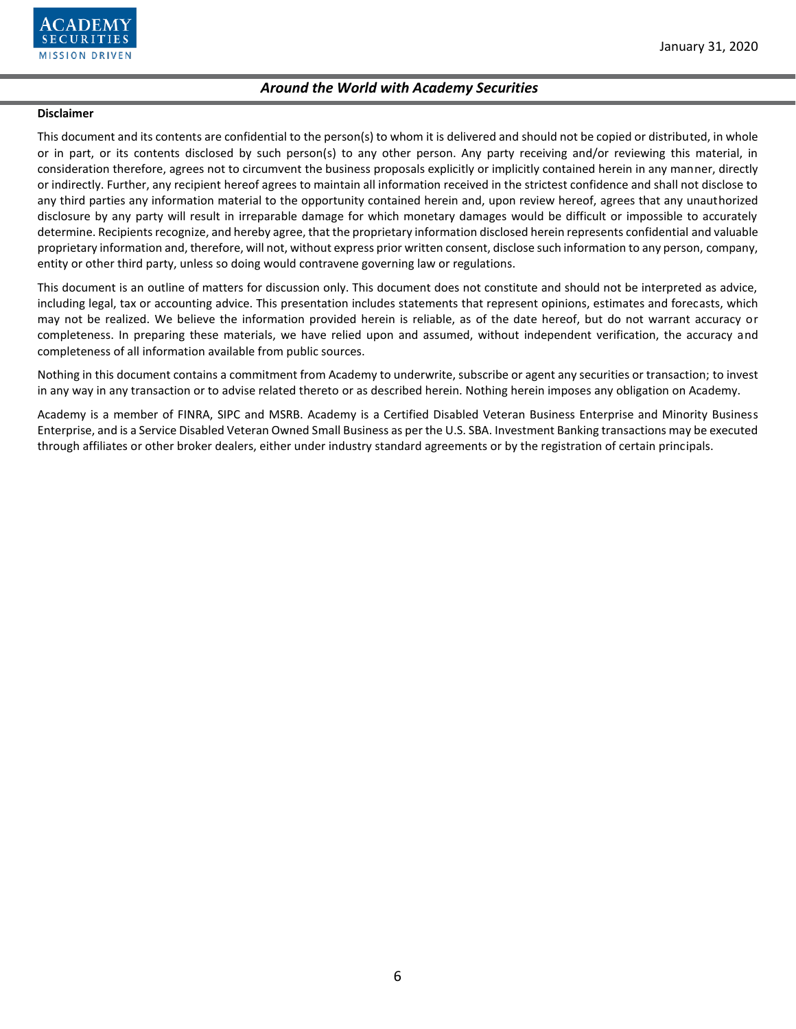**Disclaimer**

This document and its contents are confidential to the person(s) to whom it is delivered and should not be copied or distributed, in whole or in part, or its contents disclosed by such person(s) to any other person. Any party receiving and/or reviewing this material, in consideration therefore, agrees not to circumvent the business proposals explicitly or implicitly contained herein in any manner, directly or indirectly. Further, any recipient hereof agrees to maintain all information received in the strictest confidence and shall not disclose to any third parties any information material to the opportunity contained herein and, upon review hereof, agrees that any unauthorized disclosure by any party will result in irreparable damage for which monetary damages would be difficult or impossible to accurately determine. Recipients recognize, and hereby agree, that the proprietary information disclosed herein represents confidential and valuable proprietary information and, therefore, will not, without express prior written consent, disclose such information to any person, company, entity or other third party, unless so doing would contravene governing law or regulations.

This document is an outline of matters for discussion only. This document does not constitute and should not be interpreted as advice, including legal, tax or accounting advice. This presentation includes statements that represent opinions, estimates and forecasts, which may not be realized. We believe the information provided herein is reliable, as of the date hereof, but do not warrant accuracy or completeness. In preparing these materials, we have relied upon and assumed, without independent verification, the accuracy and completeness of all information available from public sources.

Nothing in this document contains a commitment from Academy to underwrite, subscribe or agent any securities or transaction; to invest in any way in any transaction or to advise related thereto or as described herein. Nothing herein imposes any obligation on Academy.

Academy is a member of FINRA, SIPC and MSRB. Academy is a Certified Disabled Veteran Business Enterprise and Minority Business Enterprise, and is a Service Disabled Veteran Owned Small Business as per the U.S. SBA. Investment Banking transactions may be executed through affiliates or other broker dealers, either under industry standard agreements or by the registration of certain principals.